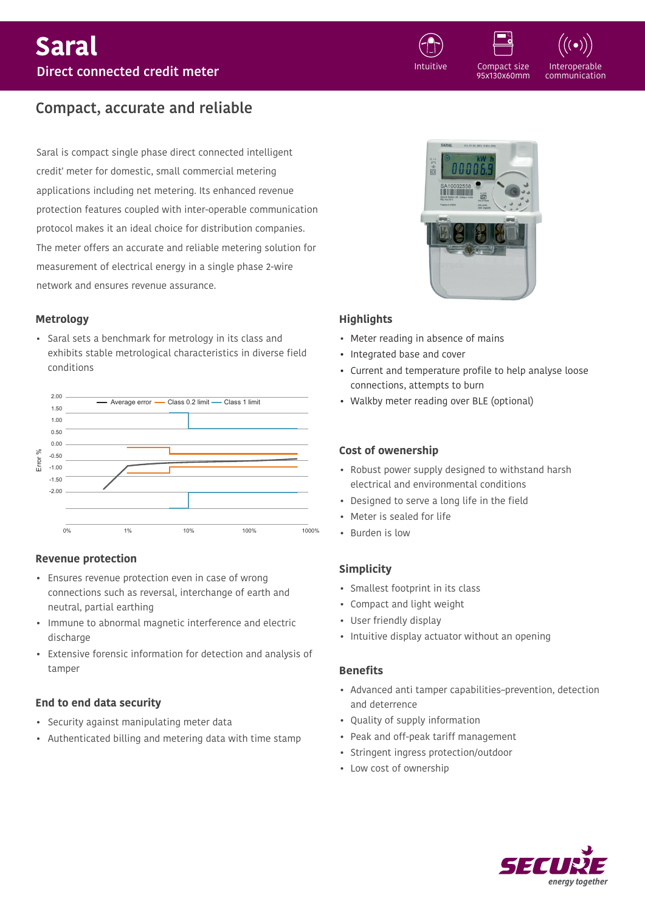# Saral

## Direct connected credit meter

Intuitive | Compact size 95x130x60mm | Interoperable communication

## Compact, accurate and reliable

Saral is compact single phase direct connected intelligent credit' meter for domestic, small commercial metering applications including net metering. Its enhanced revenue protection features coupled with inter-operable communication protocol makes it an ideal choice for distribution companies. The meter offers an accurate and reliable metering solution for measurement of electrical energy in a single phase 2-wire network and ensures revenue assurance.

### Metrology

- Saral sets a benchmark for metrology in its class and exhibits stable metrological characteristics in diverse field conditions

### Revenue protection

- Ensures revenue protection even in case of wrong connections such as reversal, interchange of earth and neutral, partial earthing
- Immune to abnormal magnetic interference and electric discharge
- Extensive forensic information for detection and analysis of tamper

### End to end data security

- Security against manipulating meter data
- Authenticated billing and metering data with time stamp

### Highlights

- Meter reading in absence of mains
- Integrated base and cover
- Current and temperature profile to help analyse loose connections, attempts to burn
- Walkby meter reading over BLE (optional)

### Cost of owenership

- Robust power supply designed to withstand harsh electrical and environmental conditions
- Designed to serve a long life in the field
- Meter is sealed for life
- Burden is low

### Simplicity

- Smallest footprint in its class
- Compact and light weight
- User friendly display
- Intuitive display actuator without an opening

### Benefits

- Advanced anti tamper capabilities–prevention, detection and deterrence
- Quality of supply information
- Peak and off-peak tariff management
- Stringent ingress protection/outdoor
- Low cost of ownership

SECURE energy together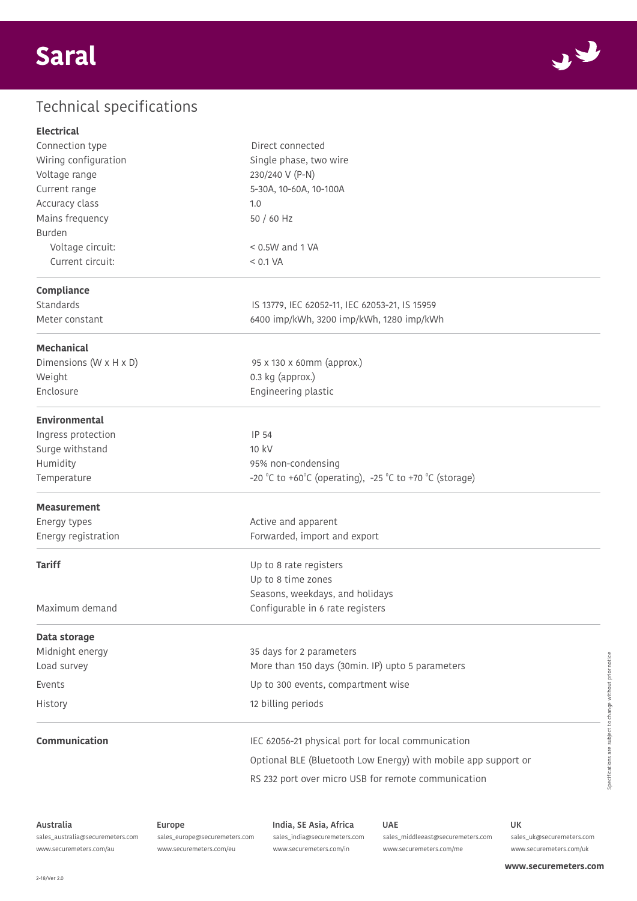# Saral

## Technical specifications

| | |
|---|---|
| **Electrical** | |
| Connection type | Direct connected |
| Wiring configuration | Single phase, two wire |
| Voltage range | 230/240 V (P-N) |
| Current range | 5-30A, 10-60A, 10-100A |
| Accuracy class | 1.0 |
| Mains frequency | 50 / 60 Hz |
| Burden | |
| Voltage circuit: | < 0.5W and 1 VA |
| Current circuit: | < 0.1 VA |
| **Compliance** | |
| Standards | IS 13779, IEC 62052-11, IEC 62053-21, IS 15959 |
| Meter constant | 6400 imp/kWh, 3200 imp/kWh, 1280 imp/kWh |
| **Mechanical** | |
| Dimensions (W x H x D) | 95 x 130 x 60mm (approx.) |
| Weight | 0.3 kg (approx.) |
| Enclosure | Engineering plastic |
| **Environmental** | |
| Ingress protection | IP 54 |
| Surge withstand | 10 kV |
| Humidity | 95% non-condensing |
| Temperature | -20 °C to +60°C (operating), -25 °C to +70 °C (storage) |
| **Measurement** | |
| Energy types | Active and apparent |
| Energy registration | Forwarded, import and export |
| **Tariff** | Up to 8 rate registers<br>Up to 8 time zones<br>Seasons, weekdays, and holidays |
| Maximum demand | Configurable in 6 rate registers |
| **Data storage** | |
| Midnight energy | 35 days for 2 parameters |
| Load survey | More than 150 days (30min. IP) upto 5 parameters |
| Events | Up to 300 events, compartment wise |
| History | 12 billing periods |
| **Communication** | IEC 62056-21 physical port for local communication<br>Optional BLE (Bluetooth Low Energy) with mobile app support or<br>RS 232 port over micro USB for remote communication |

Specifications are subject to change without prior notice

**Australia**
sales_australia@securemeters.com
www.securemeters.com/au

**Europe**
sales_europe@securemeters.com
www.securemeters.com/eu

**India, SE Asia, Africa**
sales_india@securemeters.com
www.securemeters.com/in

**UAE**
sales_middleeast@securemeters.com
www.securemeters.com/me

**UK**
sales_uk@securemeters.com
www.securemeters.com/uk

**www.securemeters.com**

2-18/Ver 2.0